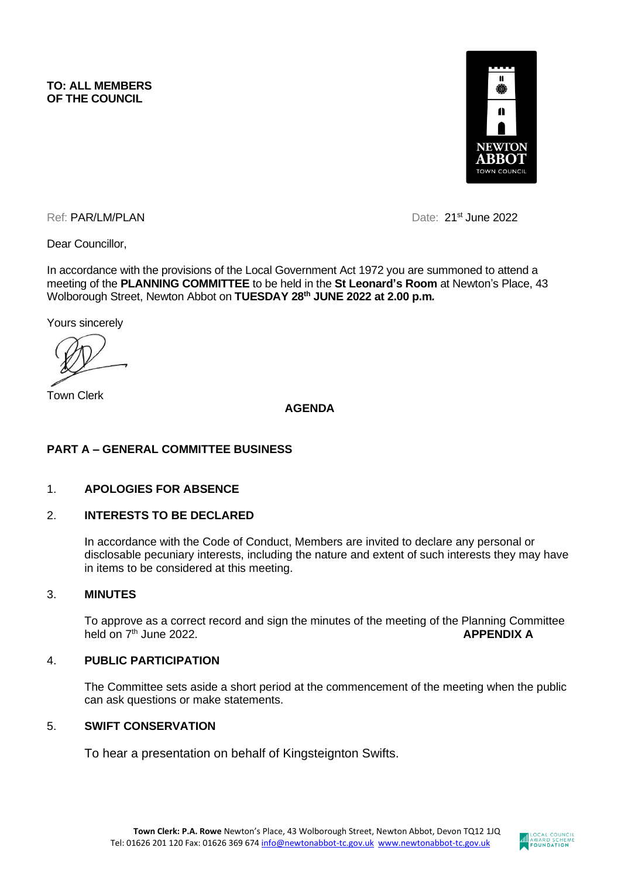**TO: ALL MEMBERS OF THE COUNCIL**

Ref: PAR/LM/PLAN

Date: 21st June 2022

Dear Councillor,

In accordance with the provisions of the Local Government Act 1972 you are summoned to attend a meeting of the **PLANNING COMMITTEE** to be held in the **St Leonard's Room** at Newton's Place, 43 Wolborough Street, Newton Abbot on **TUESDAY 28th JUNE 2022 at 2.00 p.m.**

Yours sincerely

Town Clerk

**AGENDA**

## PART A – GENERAL COMMITTEE BUSINESS

### 1. APOLOGIES FOR ABSENCE

### 2. INTERESTS TO BE DECLARED

In accordance with the Code of Conduct, Members are invited to declare any personal or disclosable pecuniary interests, including the nature and extent of such interests they may have in items to be considered at this meeting.

### 3. MINUTES

To approve as a correct record and sign the minutes of the meeting of the Planning Committee held on 7th June 2022. **APPENDIX A**

### 4. PUBLIC PARTICIPATION

The Committee sets aside a short period at the commencement of the meeting when the public can ask questions or make statements.

### 5. SWIFT CONSERVATION

To hear a presentation on behalf of Kingsteignton Swifts.

**Town Clerk: P.A. Rowe** Newton's Place, 43 Wolborough Street, Newton Abbot, Devon TQ12 1JQ
Tel: 01626 201 120 Fax: 01626 369 674 info@newtonabbot-tc.gov.uk www.newtonabbot-tc.gov.uk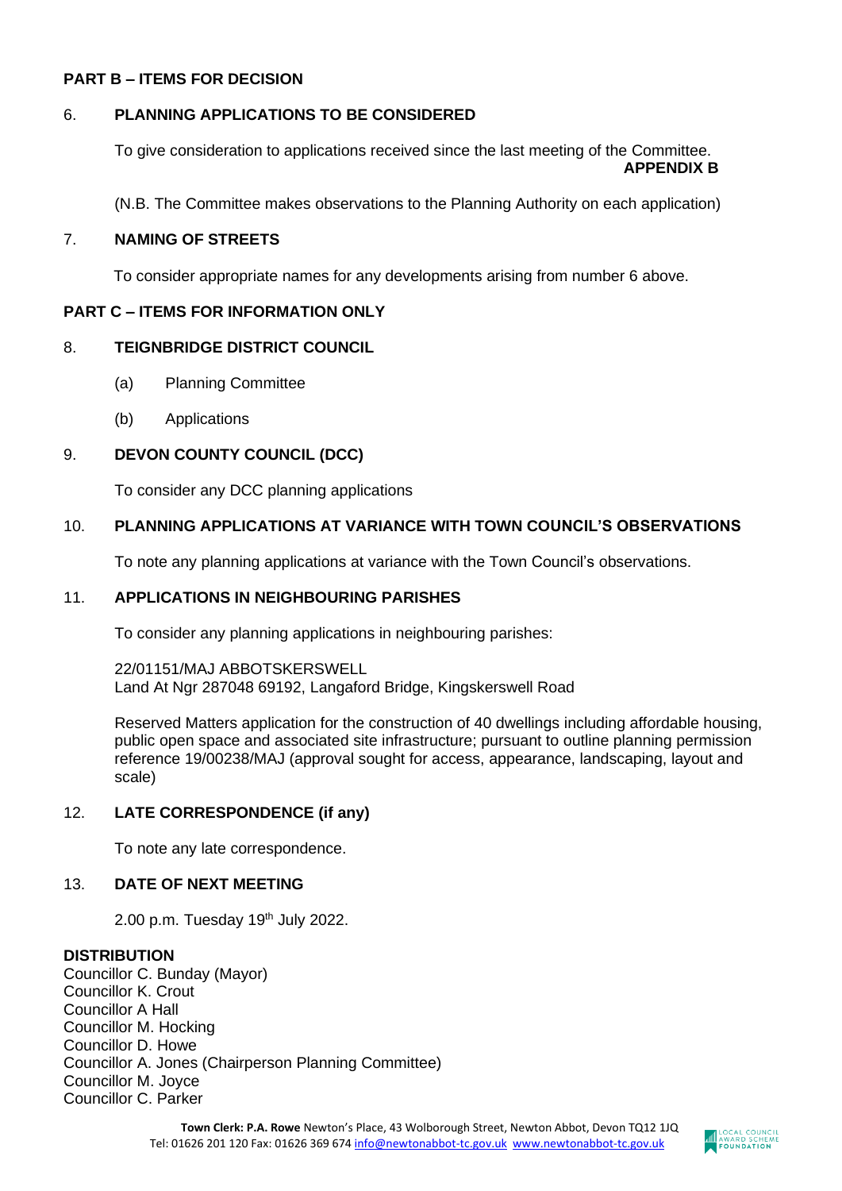**PART B – ITEMS FOR DECISION**

6. **PLANNING APPLICATIONS TO BE CONSIDERED**

   To give consideration to applications received since the last meeting of the Committee.
   **APPENDIX B**

   (N.B. The Committee makes observations to the Planning Authority on each application)

7. **NAMING OF STREETS**

   To consider appropriate names for any developments arising from number 6 above.

**PART C – ITEMS FOR INFORMATION ONLY**

8. **TEIGNBRIDGE DISTRICT COUNCIL**

   (a) Planning Committee

   (b) Applications

9. **DEVON COUNTY COUNCIL (DCC)**

   To consider any DCC planning applications

10. **PLANNING APPLICATIONS AT VARIANCE WITH TOWN COUNCIL'S OBSERVATIONS**

    To note any planning applications at variance with the Town Council's observations.

11. **APPLICATIONS IN NEIGHBOURING PARISHES**

    To consider any planning applications in neighbouring parishes:

    22/01151/MAJ ABBOTSKERSWELL
    Land At Ngr 287048 69192, Langaford Bridge, Kingskerswell Road

    Reserved Matters application for the construction of 40 dwellings including affordable housing, public open space and associated site infrastructure; pursuant to outline planning permission reference 19/00238/MAJ (approval sought for access, appearance, landscaping, layout and scale)

12. **LATE CORRESPONDENCE (if any)**

    To note any late correspondence.

13. **DATE OF NEXT MEETING**

    2.00 p.m. Tuesday 19th July 2022.

**DISTRIBUTION**
Councillor C. Bunday (Mayor)
Councillor K. Crout
Councillor A Hall
Councillor M. Hocking
Councillor D. Howe
Councillor A. Jones (Chairperson Planning Committee)
Councillor M. Joyce
Councillor C. Parker

**Town Clerk: P.A. Rowe** Newton's Place, 43 Wolborough Street, Newton Abbot, Devon TQ12 1JQ
Tel: 01626 201 120 Fax: 01626 369 674 info@newtonabbot-tc.gov.uk www.newtonabbot-tc.gov.uk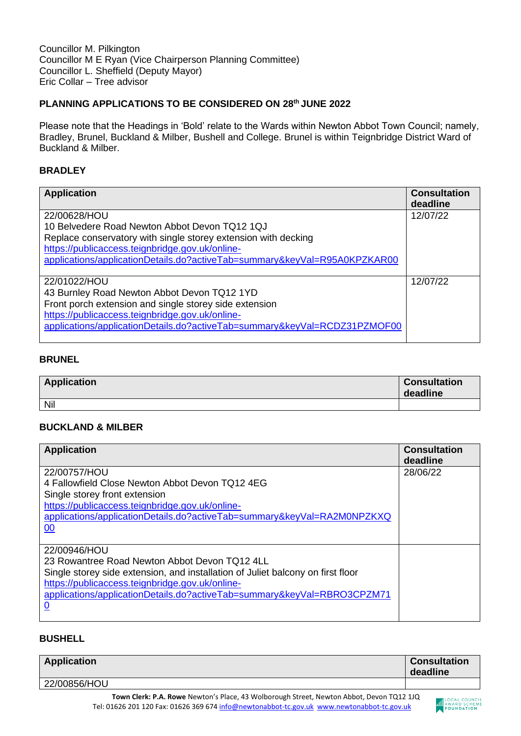Councillor M. Pilkington
Councillor M E Ryan (Vice Chairperson Planning Committee)
Councillor L. Sheffield (Deputy Mayor)
Eric Collar – Tree advisor

**PLANNING APPLICATIONS TO BE CONSIDERED ON 28th JUNE 2022**

Please note that the Headings in 'Bold' relate to the Wards within Newton Abbot Town Council; namely, Bradley, Brunel, Buckland & Milber, Bushell and College. Brunel is within Teignbridge District Ward of Buckland & Milber.

**BRADLEY**

| Application | Consultation deadline |
|---|---|
| 22/00628/HOU<br>10 Belvedere Road Newton Abbot Devon TQ12 1QJ<br>Replace conservatory with single storey extension with decking<br>https://publicaccess.teignbridge.gov.uk/online-applications/applicationDetails.do?activeTab=summary&keyVal=R95A0KPZKAR00 | 12/07/22 |
| 22/01022/HOU<br>43 Burnley Road Newton Abbot Devon TQ12 1YD<br>Front porch extension and single storey side extension<br>https://publicaccess.teignbridge.gov.uk/online-applications/applicationDetails.do?activeTab=summary&keyVal=RCDZ31PZMOF00 | 12/07/22 |

**BRUNEL**

| Application | Consultation deadline |
|---|---|
| Nil | |

**BUCKLAND & MILBER**

| Application | Consultation deadline |
|---|---|
| 22/00757/HOU<br>4 Fallowfield Close Newton Abbot Devon TQ12 4EG<br>Single storey front extension<br>https://publicaccess.teignbridge.gov.uk/online-applications/applicationDetails.do?activeTab=summary&keyVal=RA2M0NPZKXQ00 | 28/06/22 |
| 22/00946/HOU<br>23 Rowantree Road Newton Abbot Devon TQ12 4LL<br>Single storey side extension, and installation of Juliet balcony on first floor<br>https://publicaccess.teignbridge.gov.uk/online-applications/applicationDetails.do?activeTab=summary&keyVal=RBRO3CPZM710 | |

**BUSHELL**

| Application | Consultation deadline |
|---|---|
| 22/00856/HOU | |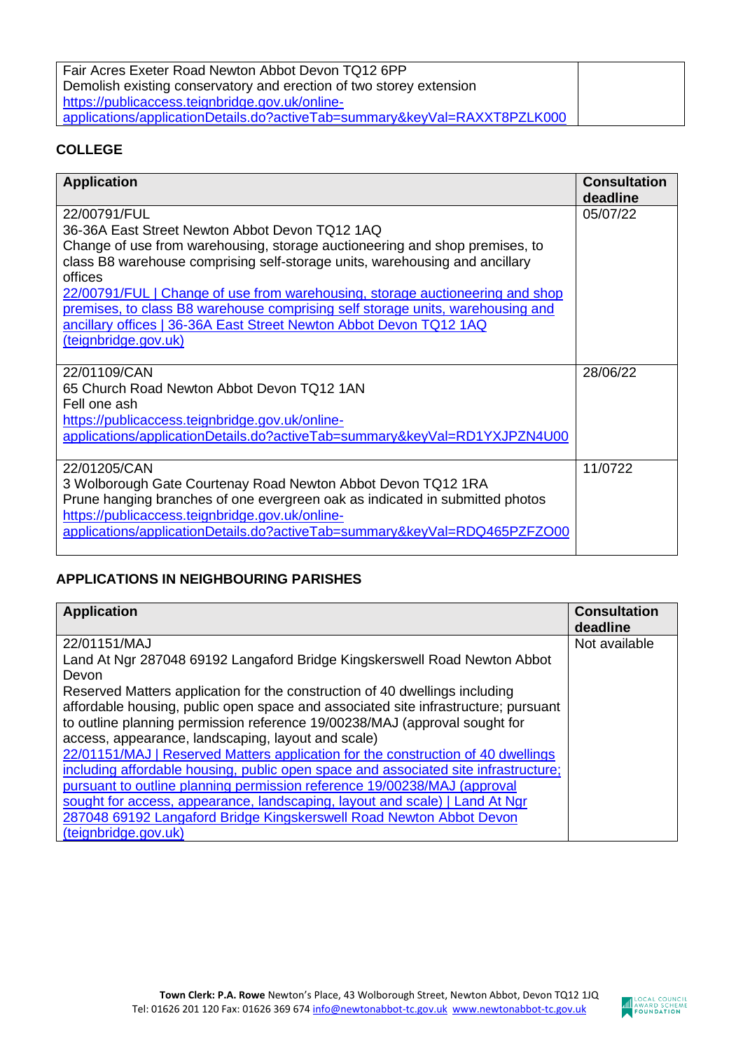| | |
|---|---|
| Fair Acres Exeter Road Newton Abbot Devon TQ12 6PP<br>Demolish existing conservatory and erection of two storey extension<br>https://publicaccess.teignbridge.gov.uk/online-applications/applicationDetails.do?activeTab=summary&keyVal=RAXXT8PZLK000 | |

**COLLEGE**

| Application | Consultation deadline |
|---|---|
| 22/00791/FUL<br>36-36A East Street Newton Abbot Devon TQ12 1AQ<br>Change of use from warehousing, storage auctioneering and shop premises, to class B8 warehouse comprising self-storage units, warehousing and ancillary offices<br>22/00791/FUL \| Change of use from warehousing, storage auctioneering and shop premises, to class B8 warehouse comprising self storage units, warehousing and ancillary offices \| 36-36A East Street Newton Abbot Devon TQ12 1AQ (teignbridge.gov.uk) | 05/07/22 |
| 22/01109/CAN<br>65 Church Road Newton Abbot Devon TQ12 1AN<br>Fell one ash<br>https://publicaccess.teignbridge.gov.uk/online-applications/applicationDetails.do?activeTab=summary&keyVal=RD1YXJPZN4U00 | 28/06/22 |
| 22/01205/CAN<br>3 Wolborough Gate Courtenay Road Newton Abbot Devon TQ12 1RA<br>Prune hanging branches of one evergreen oak as indicated in submitted photos<br>https://publicaccess.teignbridge.gov.uk/online-applications/applicationDetails.do?activeTab=summary&keyVal=RDQ465PZFZO00 | 11/0722 |

**APPLICATIONS IN NEIGHBOURING PARISHES**

| Application | Consultation deadline |
|---|---|
| 22/01151/MAJ<br>Land At Ngr 287048 69192 Langaford Bridge Kingskerswell Road Newton Abbot Devon<br>Reserved Matters application for the construction of 40 dwellings including affordable housing, public open space and associated site infrastructure; pursuant to outline planning permission reference 19/00238/MAJ (approval sought for access, appearance, landscaping, layout and scale)<br>22/01151/MAJ \| Reserved Matters application for the construction of 40 dwellings including affordable housing, public open space and associated site infrastructure; pursuant to outline planning permission reference 19/00238/MAJ (approval sought for access, appearance, landscaping, layout and scale) \| Land At Ngr 287048 69192 Langaford Bridge Kingskerswell Road Newton Abbot Devon (teignbridge.gov.uk) | Not available |